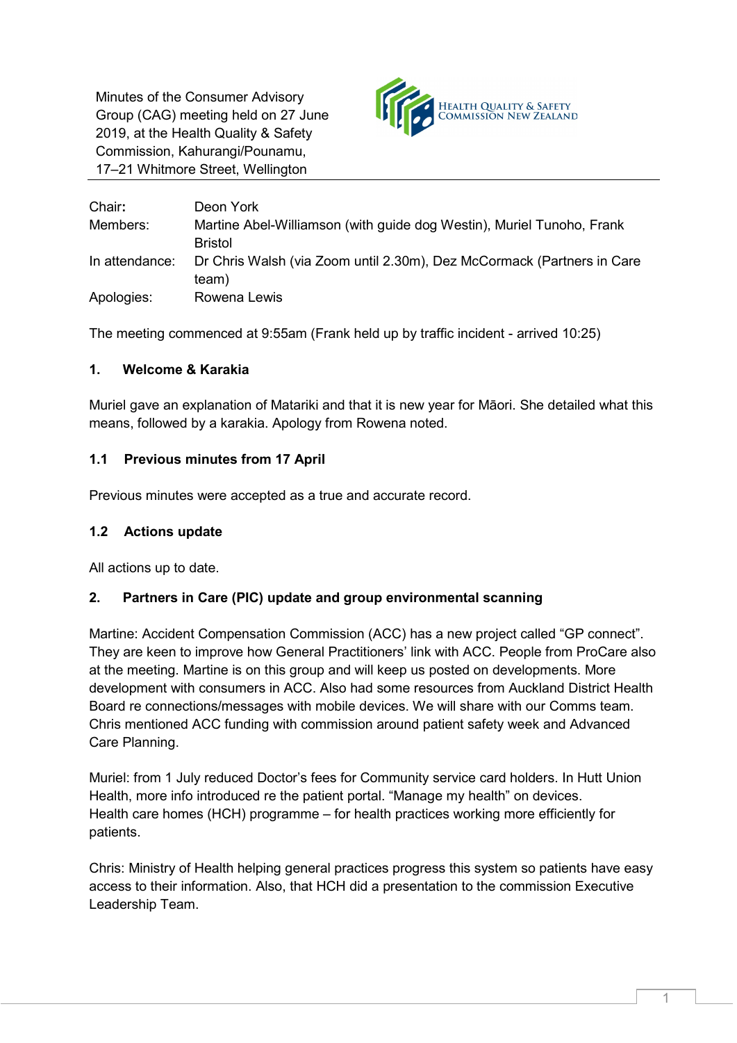Minutes of the Consumer Advisory Group (CAG) meeting held on 27 June 2019, at the Health Quality & Safety Commission, Kahurangi/Pounamu, 17–21 Whitmore Street, Wellington

HEALTH QUALITY & SAFETY COMMISSION NEW ZEALAND

| | |
|---|---|
| Chair**:** | Deon York |
| Members: | Martine Abel-Williamson (with guide dog Westin), Muriel Tunoho, Frank Bristol |
| In attendance: | Dr Chris Walsh (via Zoom until 2.30m), Dez McCormack (Partners in Care team) |
| Apologies: | Rowena Lewis |

The meeting commenced at 9:55am (Frank held up by traffic incident - arrived 10:25)

### 1. Welcome & Karakia

Muriel gave an explanation of Matariki and that it is new year for Māori. She detailed what this means, followed by a karakia. Apology from Rowena noted.

### 1.1 Previous minutes from 17 April

Previous minutes were accepted as a true and accurate record.

### 1.2 Actions update

All actions up to date.

### 2. Partners in Care (PIC) update and group environmental scanning

Martine: Accident Compensation Commission (ACC) has a new project called "GP connect". They are keen to improve how General Practitioners' link with ACC. People from ProCare also at the meeting. Martine is on this group and will keep us posted on developments. More development with consumers in ACC. Also had some resources from Auckland District Health Board re connections/messages with mobile devices. We will share with our Comms team. Chris mentioned ACC funding with commission around patient safety week and Advanced Care Planning.

Muriel: from 1 July reduced Doctor's fees for Community service card holders. In Hutt Union Health, more info introduced re the patient portal. "Manage my health" on devices.
Health care homes (HCH) programme – for health practices working more efficiently for patients.

Chris: Ministry of Health helping general practices progress this system so patients have easy access to their information. Also, that HCH did a presentation to the commission Executive Leadership Team.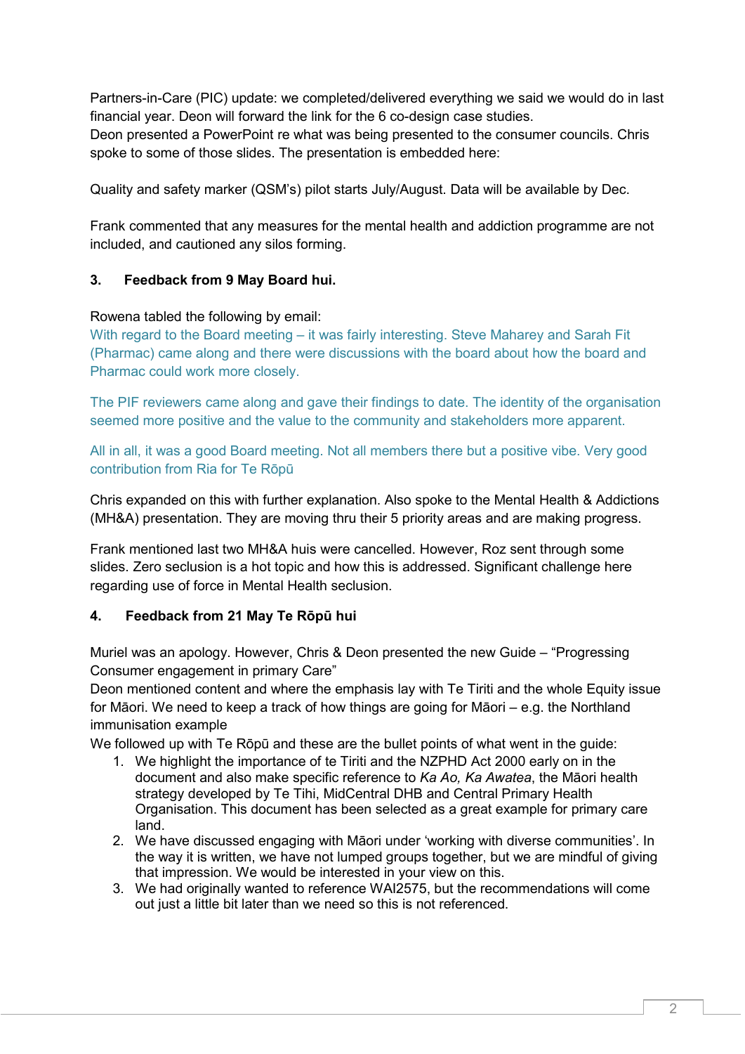Partners-in-Care (PIC) update: we completed/delivered everything we said we would do in last financial year. Deon will forward the link for the 6 co-design case studies.
Deon presented a PowerPoint re what was being presented to the consumer councils. Chris spoke to some of those slides. The presentation is embedded here:

Quality and safety marker (QSM's) pilot starts July/August. Data will be available by Dec.

Frank commented that any measures for the mental health and addiction programme are not included, and cautioned any silos forming.

### 3. Feedback from 9 May Board hui.

Rowena tabled the following by email:
With regard to the Board meeting – it was fairly interesting. Steve Maharey and Sarah Fit (Pharmac) came along and there were discussions with the board about how the board and Pharmac could work more closely.

The PIF reviewers came along and gave their findings to date. The identity of the organisation seemed more positive and the value to the community and stakeholders more apparent.

All in all, it was a good Board meeting. Not all members there but a positive vibe. Very good contribution from Ria for Te Rōpū

Chris expanded on this with further explanation. Also spoke to the Mental Health & Addictions (MH&A) presentation. They are moving thru their 5 priority areas and are making progress.

Frank mentioned last two MH&A huis were cancelled. However, Roz sent through some slides. Zero seclusion is a hot topic and how this is addressed. Significant challenge here regarding use of force in Mental Health seclusion.

### 4. Feedback from 21 May Te Rōpū hui

Muriel was an apology. However, Chris & Deon presented the new Guide – "Progressing Consumer engagement in primary Care"
Deon mentioned content and where the emphasis lay with Te Tiriti and the whole Equity issue for Māori. We need to keep a track of how things are going for Māori – e.g. the Northland immunisation example
We followed up with Te Rōpū and these are the bullet points of what went in the guide:

1. We highlight the importance of te Tiriti and the NZPHD Act 2000 early on in the document and also make specific reference to *Ka Ao, Ka Awatea*, the Māori health strategy developed by Te Tihi, MidCentral DHB and Central Primary Health Organisation. This document has been selected as a great example for primary care land.
2. We have discussed engaging with Māori under 'working with diverse communities'. In the way it is written, we have not lumped groups together, but we are mindful of giving that impression. We would be interested in your view on this.
3. We had originally wanted to reference WAI2575, but the recommendations will come out just a little bit later than we need so this is not referenced.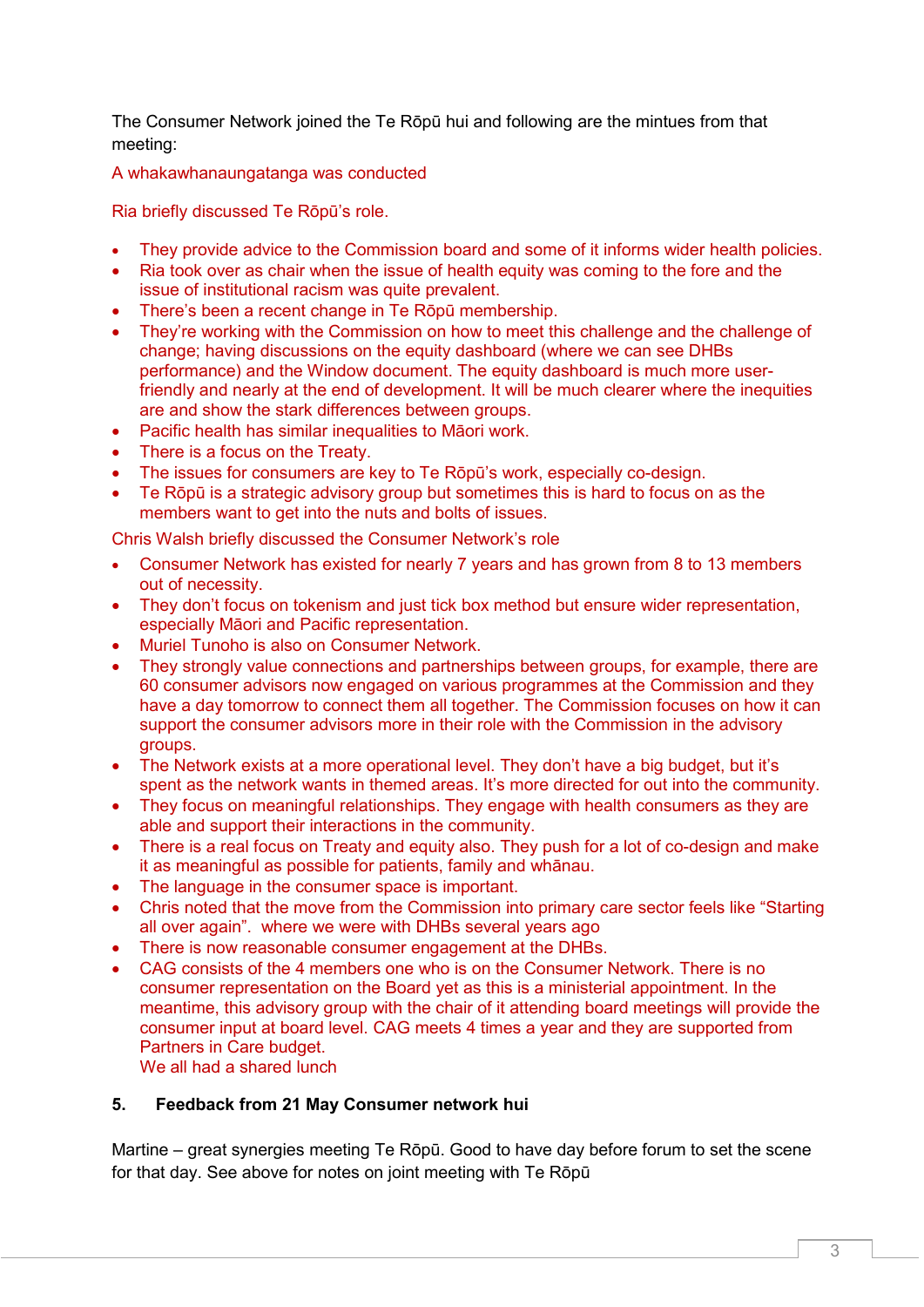The Consumer Network joined the Te Rōpū hui and following are the mintues from that meeting:

A whakawhanaungatanga was conducted

Ria briefly discussed Te Rōpū's role.

- They provide advice to the Commission board and some of it informs wider health policies.
- Ria took over as chair when the issue of health equity was coming to the fore and the issue of institutional racism was quite prevalent.
- There's been a recent change in Te Rōpū membership.
- They're working with the Commission on how to meet this challenge and the challenge of change; having discussions on the equity dashboard (where we can see DHBs performance) and the Window document. The equity dashboard is much more user-friendly and nearly at the end of development. It will be much clearer where the inequities are and show the stark differences between groups.
- Pacific health has similar inequalities to Māori work.
- There is a focus on the Treaty.
- The issues for consumers are key to Te Rōpū's work, especially co-design.
- Te Rōpū is a strategic advisory group but sometimes this is hard to focus on as the members want to get into the nuts and bolts of issues.

Chris Walsh briefly discussed the Consumer Network's role

- Consumer Network has existed for nearly 7 years and has grown from 8 to 13 members out of necessity.
- They don't focus on tokenism and just tick box method but ensure wider representation, especially Māori and Pacific representation.
- Muriel Tunoho is also on Consumer Network.
- They strongly value connections and partnerships between groups, for example, there are 60 consumer advisors now engaged on various programmes at the Commission and they have a day tomorrow to connect them all together. The Commission focuses on how it can support the consumer advisors more in their role with the Commission in the advisory groups.
- The Network exists at a more operational level. They don't have a big budget, but it's spent as the network wants in themed areas. It's more directed for out into the community.
- They focus on meaningful relationships. They engage with health consumers as they are able and support their interactions in the community.
- There is a real focus on Treaty and equity also. They push for a lot of co-design and make it as meaningful as possible for patients, family and whānau.
- The language in the consumer space is important.
- Chris noted that the move from the Commission into primary care sector feels like "Starting all over again". where we were with DHBs several years ago
- There is now reasonable consumer engagement at the DHBs.
- CAG consists of the 4 members one who is on the Consumer Network. There is no consumer representation on the Board yet as this is a ministerial appointment. In the meantime, this advisory group with the chair of it attending board meetings will provide the consumer input at board level. CAG meets 4 times a year and they are supported from Partners in Care budget.
  We all had a shared lunch

## 5. Feedback from 21 May Consumer network hui

Martine – great synergies meeting Te Rōpū. Good to have day before forum to set the scene for that day. See above for notes on joint meeting with Te Rōpū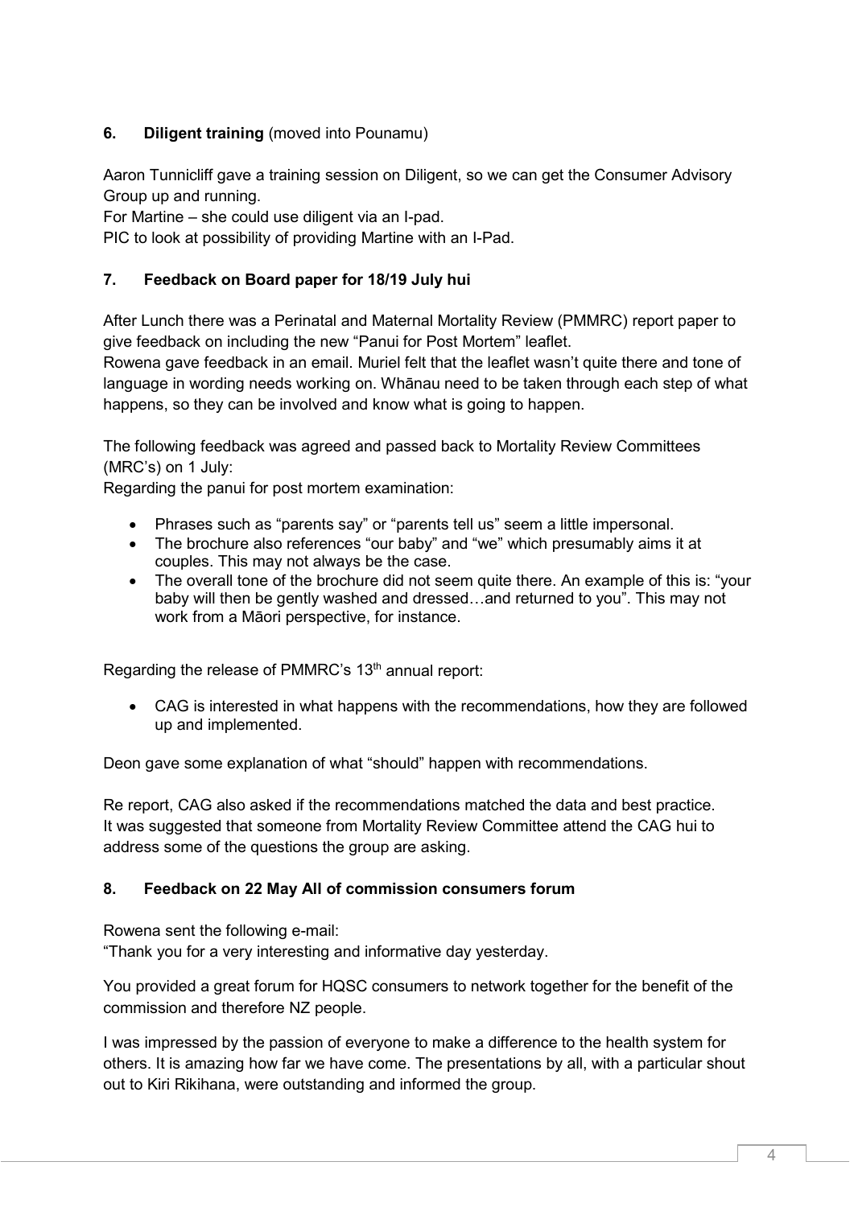**6. Diligent training** (moved into Pounamu)

Aaron Tunnicliff gave a training session on Diligent, so we can get the Consumer Advisory Group up and running.
For Martine – she could use diligent via an I-pad.
PIC to look at possibility of providing Martine with an I-Pad.

**7. Feedback on Board paper for 18/19 July hui**

After Lunch there was a Perinatal and Maternal Mortality Review (PMMRC) report paper to give feedback on including the new "Panui for Post Mortem" leaflet.
Rowena gave feedback in an email. Muriel felt that the leaflet wasn't quite there and tone of language in wording needs working on. Whānau need to be taken through each step of what happens, so they can be involved and know what is going to happen.

The following feedback was agreed and passed back to Mortality Review Committees (MRC's) on 1 July:
Regarding the panui for post mortem examination:

- Phrases such as "parents say" or "parents tell us" seem a little impersonal.
- The brochure also references "our baby" and "we" which presumably aims it at couples. This may not always be the case.
- The overall tone of the brochure did not seem quite there. An example of this is: "your baby will then be gently washed and dressed…and returned to you". This may not work from a Māori perspective, for instance.

Regarding the release of PMMRC's 13th annual report:

- CAG is interested in what happens with the recommendations, how they are followed up and implemented.

Deon gave some explanation of what "should" happen with recommendations.

Re report, CAG also asked if the recommendations matched the data and best practice.
It was suggested that someone from Mortality Review Committee attend the CAG hui to address some of the questions the group are asking.

**8. Feedback on 22 May All of commission consumers forum**

Rowena sent the following e-mail:
"Thank you for a very interesting and informative day yesterday.

You provided a great forum for HQSC consumers to network together for the benefit of the commission and therefore NZ people.

I was impressed by the passion of everyone to make a difference to the health system for others. It is amazing how far we have come. The presentations by all, with a particular shout out to Kiri Rikihana, were outstanding and informed the group.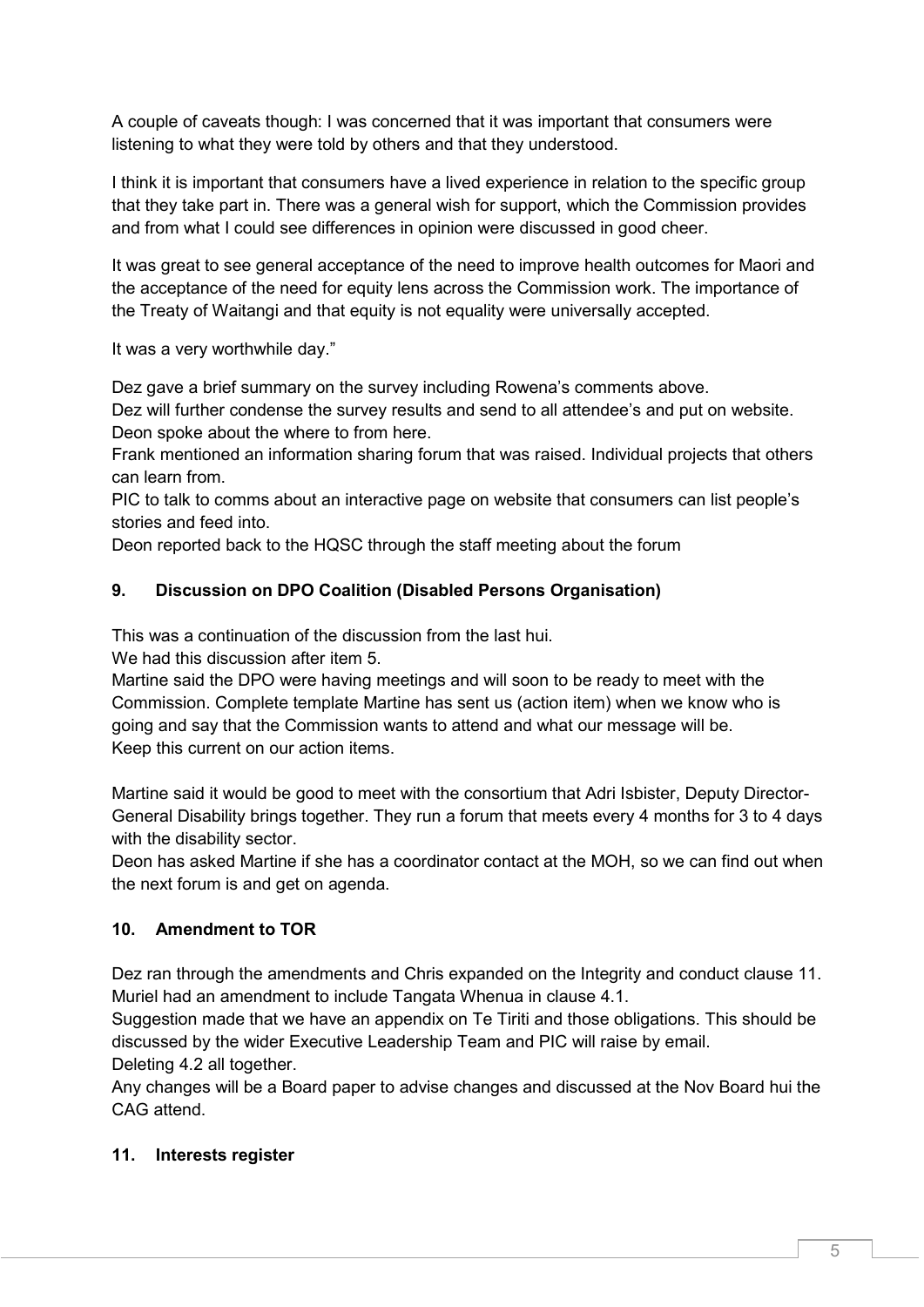A couple of caveats though: I was concerned that it was important that consumers were listening to what they were told by others and that they understood.

I think it is important that consumers have a lived experience in relation to the specific group that they take part in. There was a general wish for support, which the Commission provides and from what I could see differences in opinion were discussed in good cheer.

It was great to see general acceptance of the need to improve health outcomes for Maori and the acceptance of the need for equity lens across the Commission work. The importance of the Treaty of Waitangi and that equity is not equality were universally accepted.

It was a very worthwhile day."

Dez gave a brief summary on the survey including Rowena's comments above.
Dez will further condense the survey results and send to all attendee's and put on website.
Deon spoke about the where to from here.
Frank mentioned an information sharing forum that was raised. Individual projects that others can learn from.
PIC to talk to comms about an interactive page on website that consumers can list people's stories and feed into.
Deon reported back to the HQSC through the staff meeting about the forum

### 9. Discussion on DPO Coalition (Disabled Persons Organisation)

This was a continuation of the discussion from the last hui.
We had this discussion after item 5.
Martine said the DPO were having meetings and will soon to be ready to meet with the Commission. Complete template Martine has sent us (action item) when we know who is going and say that the Commission wants to attend and what our message will be.
Keep this current on our action items.

Martine said it would be good to meet with the consortium that Adri Isbister, Deputy Director-General Disability brings together. They run a forum that meets every 4 months for 3 to 4 days with the disability sector.
Deon has asked Martine if she has a coordinator contact at the MOH, so we can find out when the next forum is and get on agenda.

### 10. Amendment to TOR

Dez ran through the amendments and Chris expanded on the Integrity and conduct clause 11.
Muriel had an amendment to include Tangata Whenua in clause 4.1.
Suggestion made that we have an appendix on Te Tiriti and those obligations. This should be discussed by the wider Executive Leadership Team and PIC will raise by email.
Deleting 4.2 all together.
Any changes will be a Board paper to advise changes and discussed at the Nov Board hui the CAG attend.

### 11. Interests register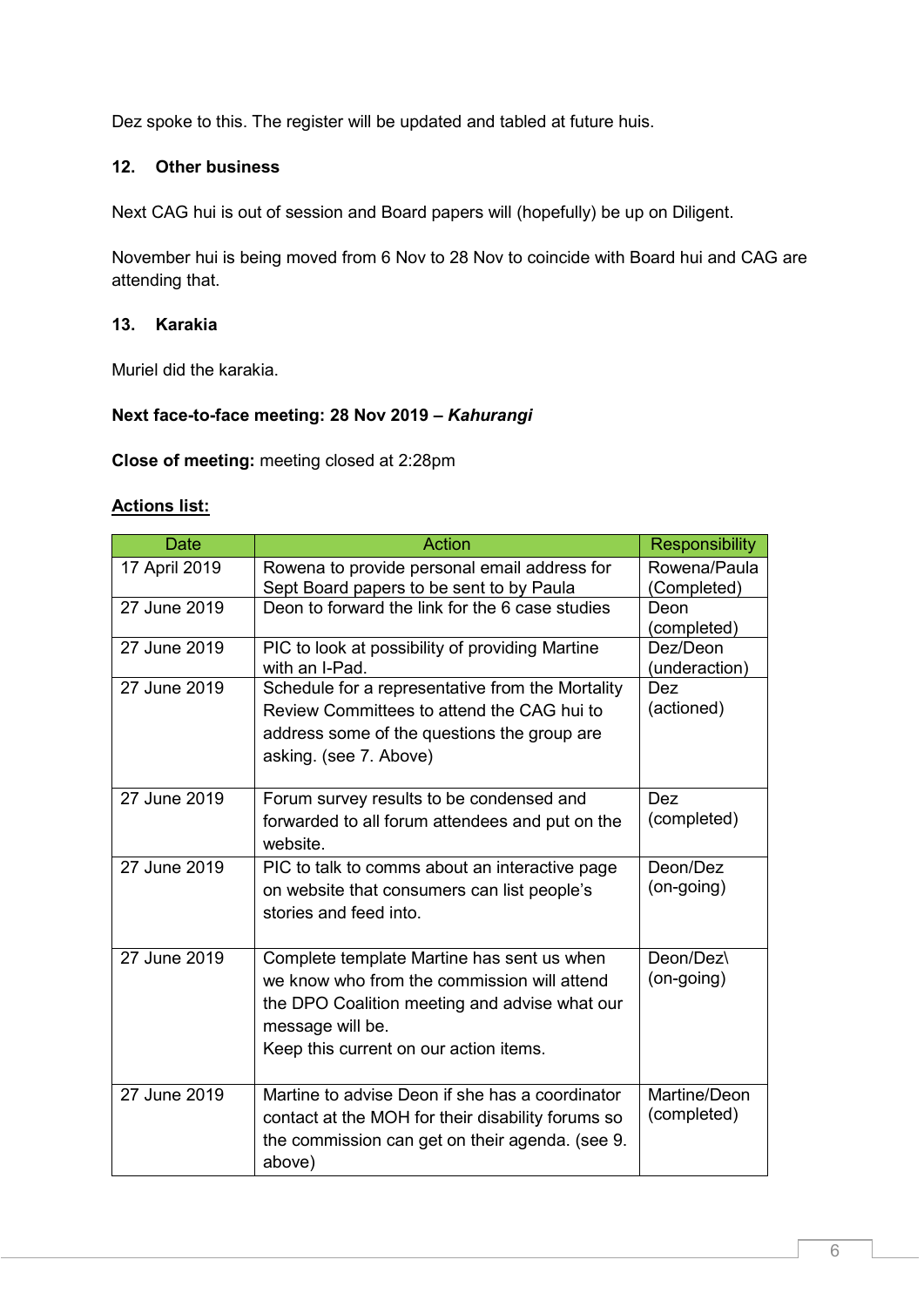Dez spoke to this. The register will be updated and tabled at future huis.

### 12. Other business

Next CAG hui is out of session and Board papers will (hopefully) be up on Diligent.

November hui is being moved from 6 Nov to 28 Nov to coincide with Board hui and CAG are attending that.

### 13. Karakia

Muriel did the karakia.

**Next face-to-face meeting: 28 Nov 2019 – *Kahurangi***

**Close of meeting:** meeting closed at 2:28pm

**Actions list:**

| Date | Action | Responsibility |
|---|---|---|
| 17 April 2019 | Rowena to provide personal email address for Sept Board papers to be sent to by Paula | Rowena/Paula (Completed) |
| 27 June 2019 | Deon to forward the link for the 6 case studies | Deon (completed) |
| 27 June 2019 | PIC to look at possibility of providing Martine with an I-Pad. | Dez/Deon (underaction) |
| 27 June 2019 | Schedule for a representative from the Mortality Review Committees to attend the CAG hui to address some of the questions the group are asking. (see 7. Above) | Dez (actioned) |
| 27 June 2019 | Forum survey results to be condensed and forwarded to all forum attendees and put on the website. | Dez (completed) |
| 27 June 2019 | PIC to talk to comms about an interactive page on website that consumers can list people's stories and feed into. | Deon/Dez (on-going) |
| 27 June 2019 | Complete template Martine has sent us when we know who from the commission will attend the DPO Coalition meeting and advise what our message will be. Keep this current on our action items. | Deon/Dez\ (on-going) |
| 27 June 2019 | Martine to advise Deon if she has a coordinator contact at the MOH for their disability forums so the commission can get on their agenda. (see 9. above) | Martine/Deon (completed) |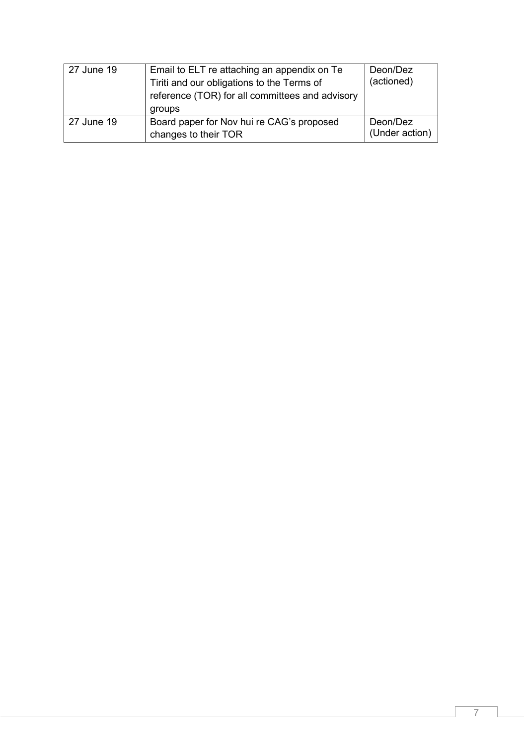| | | |
|---|---|---|
| 27 June 19 | Email to ELT re attaching an appendix on Te Tiriti and our obligations to the Terms of reference (TOR) for all committees and advisory groups | Deon/Dez (actioned) |
| 27 June 19 | Board paper for Nov hui re CAG's proposed changes to their TOR | Deon/Dez (Under action) |